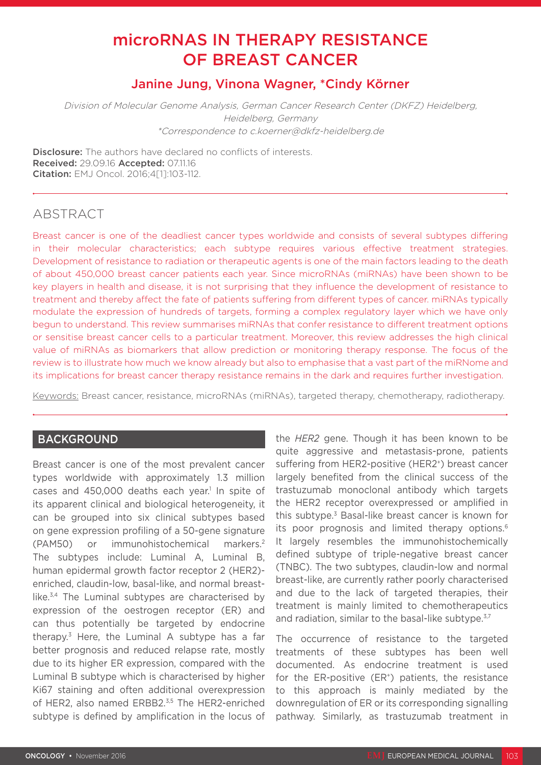# microRNAS IN THERAPY RESISTANCE OF BREAST CANCER

## Janine Jung, Vinona Wagner, *Cindy Körner

*Division of Molecular Genome Analysis, German Cancer Research Center (DKFZ) Heidelberg, Heidelberg, Germany*
*\*Correspondence to c.koerner@dkfz-heidelberg.de*

**Disclosure:** The authors have declared no conflicts of interests.
**Received:** 29.09.16 **Accepted:** 07.11.16
**Citation:** EMJ Oncol. 2016;4[1]:103-112.

## ABSTRACT

Breast cancer is one of the deadliest cancer types worldwide and consists of several subtypes differing in their molecular characteristics; each subtype requires various effective treatment strategies. Development of resistance to radiation or therapeutic agents is one of the main factors leading to the death of about 450,000 breast cancer patients each year. Since microRNAs (miRNAs) have been shown to be key players in health and disease, it is not surprising that they influence the development of resistance to treatment and thereby affect the fate of patients suffering from different types of cancer. miRNAs typically modulate the expression of hundreds of targets, forming a complex regulatory layer which we have only begun to understand. This review summarises miRNAs that confer resistance to different treatment options or sensitise breast cancer cells to a particular treatment. Moreover, this review addresses the high clinical value of miRNAs as biomarkers that allow prediction or monitoring therapy response. The focus of the review is to illustrate how much we know already but also to emphasise that a vast part of the miRNome and its implications for breast cancer therapy resistance remains in the dark and requires further investigation.

Keywords: Breast cancer, resistance, microRNAs (miRNAs), targeted therapy, chemotherapy, radiotherapy.

## BACKGROUND

Breast cancer is one of the most prevalent cancer types worldwide with approximately 1.3 million cases and 450,000 deaths each year.[1] In spite of its apparent clinical and biological heterogeneity, it can be grouped into six clinical subtypes based on gene expression profiling of a 50-gene signature (PAM50) or immunohistochemical markers.[2] The subtypes include: Luminal A, Luminal B, human epidermal growth factor receptor 2 (HER2)-enriched, claudin-low, basal-like, and normal breast-like.[3,4] The Luminal subtypes are characterised by expression of the oestrogen receptor (ER) and can thus potentially be targeted by endocrine therapy.[3] Here, the Luminal A subtype has a far better prognosis and reduced relapse rate, mostly due to its higher ER expression, compared with the Luminal B subtype which is characterised by higher Ki67 staining and often additional overexpression of HER2, also named ERBB2.[3,5] The HER2-enriched subtype is defined by amplification in the locus of the *HER2* gene. Though it has been known to be quite aggressive and metastasis-prone, patients suffering from HER2-positive (HER2$^+$) breast cancer largely benefited from the clinical success of the trastuzumab monoclonal antibody which targets the HER2 receptor overexpressed or amplified in this subtype.[3] Basal-like breast cancer is known for its poor prognosis and limited therapy options.[6] It largely resembles the immunohistochemically defined subtype of triple-negative breast cancer (TNBC). The two subtypes, claudin-low and normal breast-like, are currently rather poorly characterised and due to the lack of targeted therapies, their treatment is mainly limited to chemotherapeutics and radiation, similar to the basal-like subtype.[3,7]

The occurrence of resistance to the targeted treatments of these subtypes has been well documented. As endocrine treatment is used for the ER-positive (ER$^+$) patients, the resistance to this approach is mainly mediated by the downregulation of ER or its corresponding signalling pathway. Similarly, as trastuzumab treatment in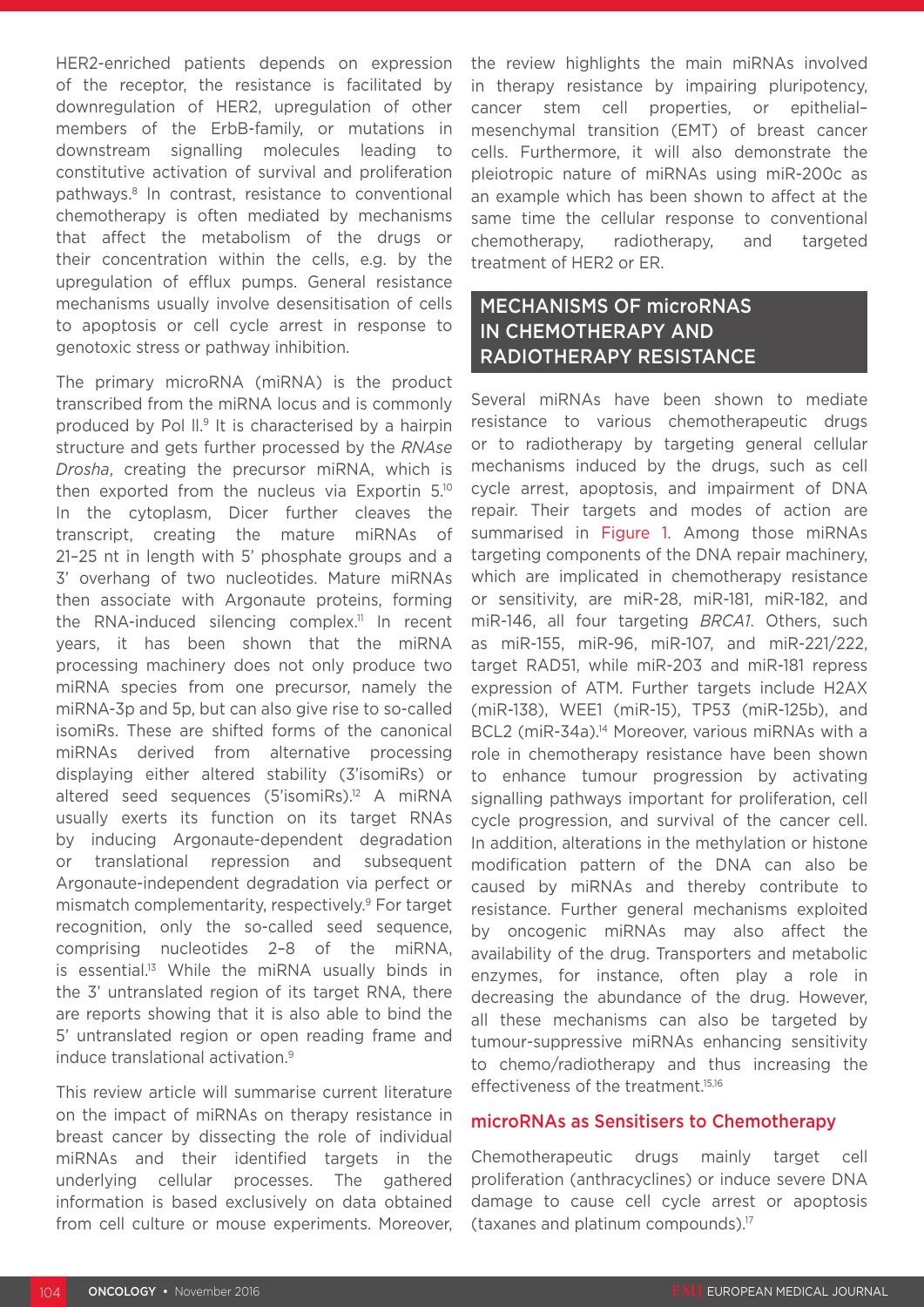HER2-enriched patients depends on expression of the receptor, the resistance is facilitated by downregulation of HER2, upregulation of other members of the ErbB-family, or mutations in downstream signalling molecules leading to constitutive activation of survival and proliferation pathways.[8] In contrast, resistance to conventional chemotherapy is often mediated by mechanisms that affect the metabolism of the drugs or their concentration within the cells, e.g. by the upregulation of efflux pumps. General resistance mechanisms usually involve desensitisation of cells to apoptosis or cell cycle arrest in response to genotoxic stress or pathway inhibition.

The primary microRNA (miRNA) is the product transcribed from the miRNA locus and is commonly produced by Pol II.[9] It is characterised by a hairpin structure and gets further processed by the *RNAse Drosha*, creating the precursor miRNA, which is then exported from the nucleus via Exportin 5.[10] In the cytoplasm, Dicer further cleaves the transcript, creating the mature miRNAs of 21–25 nt in length with 5' phosphate groups and a 3' overhang of two nucleotides. Mature miRNAs then associate with Argonaute proteins, forming the RNA-induced silencing complex.[11] In recent years, it has been shown that the miRNA processing machinery does not only produce two miRNA species from one precursor, namely the miRNA-3p and 5p, but can also give rise to so-called isomiRs. These are shifted forms of the canonical miRNAs derived from alternative processing displaying either altered stability (3'isomiRs) or altered seed sequences (5'isomiRs).[12] A miRNA usually exerts its function on its target RNAs by inducing Argonaute-dependent degradation or translational repression and subsequent Argonaute-independent degradation via perfect or mismatch complementarity, respectively.[9] For target recognition, only the so-called seed sequence, comprising nucleotides 2–8 of the miRNA, is essential.[13] While the miRNA usually binds in the 3' untranslated region of its target RNA, there are reports showing that it is also able to bind the 5' untranslated region or open reading frame and induce translational activation.[9]

This review article will summarise current literature on the impact of miRNAs on therapy resistance in breast cancer by dissecting the role of individual miRNAs and their identified targets in the underlying cellular processes. The gathered information is based exclusively on data obtained from cell culture or mouse experiments. Moreover, the review highlights the main miRNAs involved in therapy resistance by impairing pluripotency, cancer stem cell properties, or epithelial–mesenchymal transition (EMT) of breast cancer cells. Furthermore, it will also demonstrate the pleiotropic nature of miRNAs using miR-200c as an example which has been shown to affect at the same time the cellular response to conventional chemotherapy, radiotherapy, and targeted treatment of HER2 or ER.

## MECHANISMS OF microRNAS IN CHEMOTHERAPY AND RADIOTHERAPY RESISTANCE

Several miRNAs have been shown to mediate resistance to various chemotherapeutic drugs or to radiotherapy by targeting general cellular mechanisms induced by the drugs, such as cell cycle arrest, apoptosis, and impairment of DNA repair. Their targets and modes of action are summarised in Figure 1. Among those miRNAs targeting components of the DNA repair machinery, which are implicated in chemotherapy resistance or sensitivity, are miR-28, miR-181, miR-182, and miR-146, all four targeting *BRCA1*. Others, such as miR-155, miR-96, miR-107, and miR-221/222, target RAD51, while miR-203 and miR-181 repress expression of ATM. Further targets include H2AX (miR-138), WEE1 (miR-15), TP53 (miR-125b), and BCL2 (miR-34a).[14] Moreover, various miRNAs with a role in chemotherapy resistance have been shown to enhance tumour progression by activating signalling pathways important for proliferation, cell cycle progression, and survival of the cancer cell. In addition, alterations in the methylation or histone modification pattern of the DNA can also be caused by miRNAs and thereby contribute to resistance. Further general mechanisms exploited by oncogenic miRNAs may also affect the availability of the drug. Transporters and metabolic enzymes, for instance, often play a role in decreasing the abundance of the drug. However, all these mechanisms can also be targeted by tumour-suppressive miRNAs enhancing sensitivity to chemo/radiotherapy and thus increasing the effectiveness of the treatment.[15,16]

### microRNAs as Sensitisers to Chemotherapy

Chemotherapeutic drugs mainly target cell proliferation (anthracyclines) or induce severe DNA damage to cause cell cycle arrest or apoptosis (taxanes and platinum compounds).[17]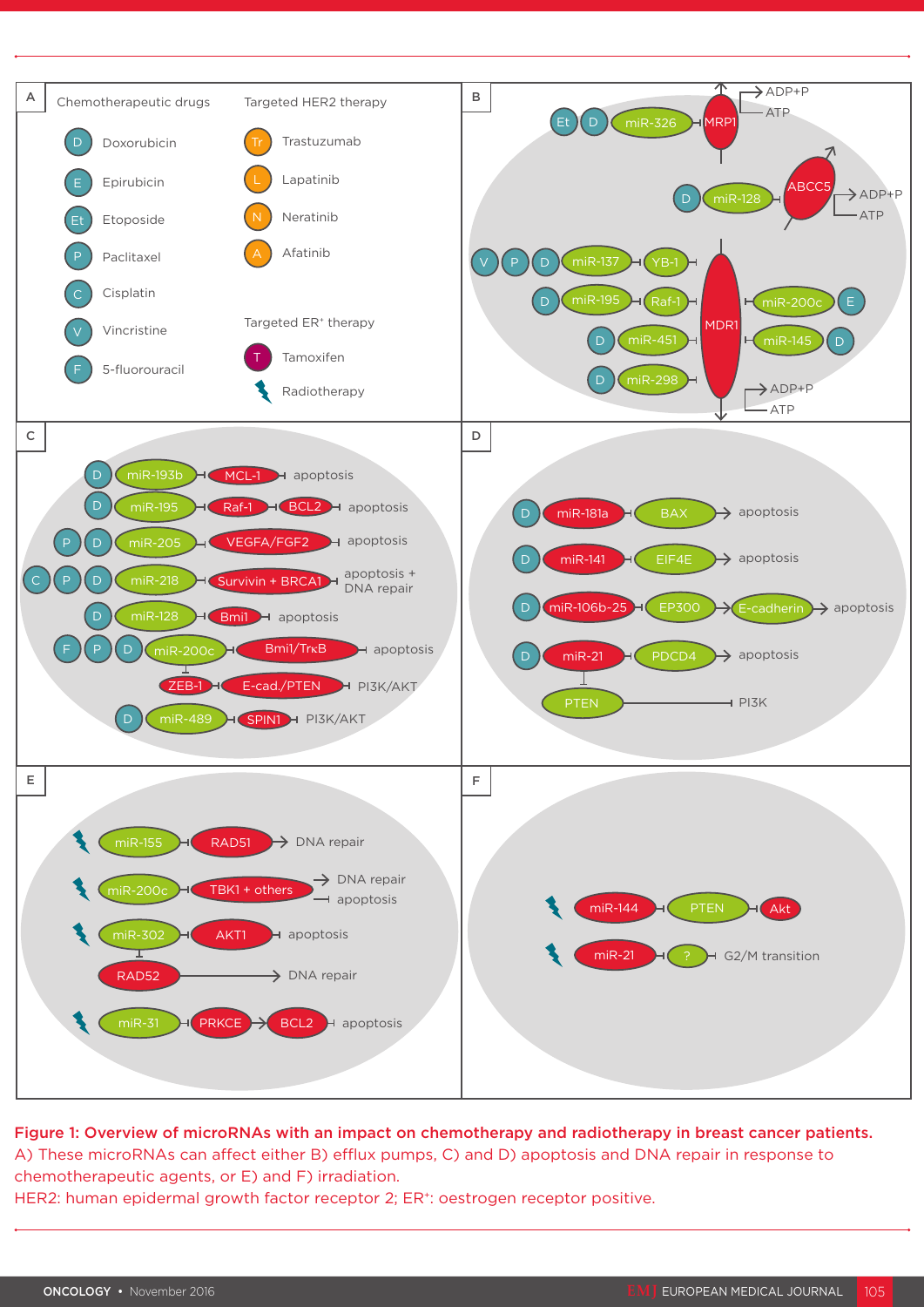**Figure 1: Overview of microRNAs with an impact on chemotherapy and radiotherapy in breast cancer patients.**

A) These microRNAs can affect either B) efflux pumps, C) and D) apoptosis and DNA repair in response to chemotherapeutic agents, or E) and F) irradiation.

HER2: human epidermal growth factor receptor 2; ER$^+$: oestrogen receptor positive.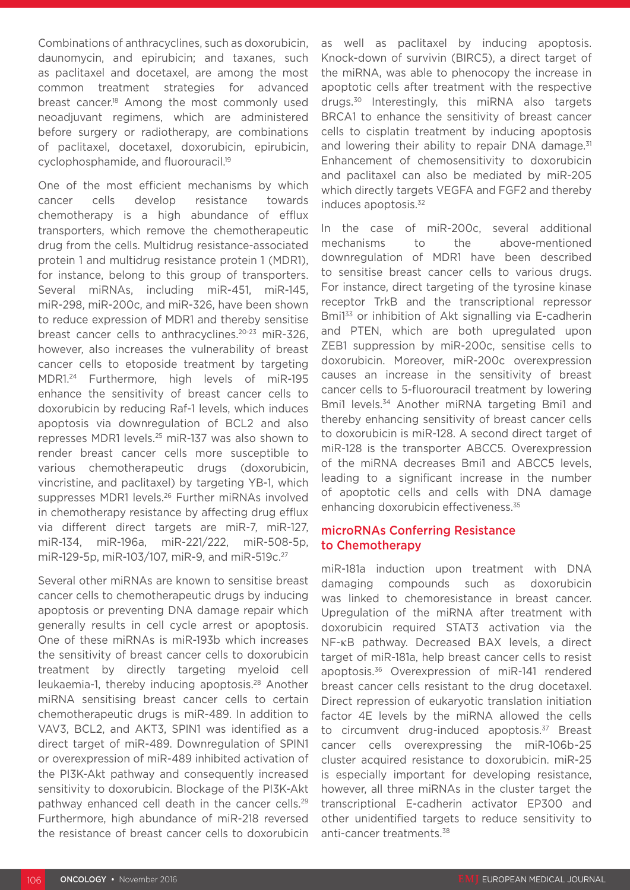Combinations of anthracyclines, such as doxorubicin, daunomycin, and epirubicin; and taxanes, such as paclitaxel and docetaxel, are among the most common treatment strategies for advanced breast cancer.[18] Among the most commonly used neoadjuvant regimens, which are administered before surgery or radiotherapy, are combinations of paclitaxel, docetaxel, doxorubicin, epirubicin, cyclophosphamide, and fluorouracil.[19]

One of the most efficient mechanisms by which cancer cells develop resistance towards chemotherapy is a high abundance of efflux transporters, which remove the chemotherapeutic drug from the cells. Multidrug resistance-associated protein 1 and multidrug resistance protein 1 (MDR1), for instance, belong to this group of transporters. Several miRNAs, including miR-451, miR-145, miR-298, miR-200c, and miR-326, have been shown to reduce expression of MDR1 and thereby sensitise breast cancer cells to anthracyclines.[20-23] miR-326, however, also increases the vulnerability of breast cancer cells to etoposide treatment by targeting MDR1.[24] Furthermore, high levels of miR-195 enhance the sensitivity of breast cancer cells to doxorubicin by reducing Raf-1 levels, which induces apoptosis via downregulation of BCL2 and also represses MDR1 levels.[25] miR-137 was also shown to render breast cancer cells more susceptible to various chemotherapeutic drugs (doxorubicin, vincristine, and paclitaxel) by targeting YB-1, which suppresses MDR1 levels.[26] Further miRNAs involved in chemotherapy resistance by affecting drug efflux via different direct targets are miR-7, miR-127, miR-134, miR-196a, miR-221/222, miR-508-5p, miR-129-5p, miR-103/107, miR-9, and miR-519c.[27]

Several other miRNAs are known to sensitise breast cancer cells to chemotherapeutic drugs by inducing apoptosis or preventing DNA damage repair which generally results in cell cycle arrest or apoptosis. One of these miRNAs is miR-193b which increases the sensitivity of breast cancer cells to doxorubicin treatment by directly targeting myeloid cell leukaemia-1, thereby inducing apoptosis.[28] Another miRNA sensitising breast cancer cells to certain chemotherapeutic drugs is miR-489. In addition to VAV3, BCL2, and AKT3, SPIN1 was identified as a direct target of miR-489. Downregulation of SPIN1 or overexpression of miR-489 inhibited activation of the PI3K-Akt pathway and consequently increased sensitivity to doxorubicin. Blockage of the PI3K-Akt pathway enhanced cell death in the cancer cells.[29] Furthermore, high abundance of miR-218 reversed the resistance of breast cancer cells to doxorubicin as well as paclitaxel by inducing apoptosis. Knock-down of survivin (BIRC5), a direct target of the miRNA, was able to phenocopy the increase in apoptotic cells after treatment with the respective drugs.[30] Interestingly, this miRNA also targets BRCA1 to enhance the sensitivity of breast cancer cells to cisplatin treatment by inducing apoptosis and lowering their ability to repair DNA damage.[31] Enhancement of chemosensitivity to doxorubicin and paclitaxel can also be mediated by miR-205 which directly targets VEGFA and FGF2 and thereby induces apoptosis.[32]

In the case of miR-200c, several additional mechanisms to the above-mentioned downregulation of MDR1 have been described to sensitise breast cancer cells to various drugs. For instance, direct targeting of the tyrosine kinase receptor TrkB and the transcriptional repressor Bmi1[33] or inhibition of Akt signalling via E-cadherin and PTEN, which are both upregulated upon ZEB1 suppression by miR-200c, sensitise cells to doxorubicin. Moreover, miR-200c overexpression causes an increase in the sensitivity of breast cancer cells to 5-fluorouracil treatment by lowering Bmi1 levels.[34] Another miRNA targeting Bmi1 and thereby enhancing sensitivity of breast cancer cells to doxorubicin is miR-128. A second direct target of miR-128 is the transporter ABCC5. Overexpression of the miRNA decreases Bmi1 and ABCC5 levels, leading to a significant increase in the number of apoptotic cells and cells with DNA damage enhancing doxorubicin effectiveness.[35]

## microRNAs Conferring Resistance to Chemotherapy

miR-181a induction upon treatment with DNA damaging compounds such as doxorubicin was linked to chemoresistance in breast cancer. Upregulation of the miRNA after treatment with doxorubicin required STAT3 activation via the NF-κB pathway. Decreased BAX levels, a direct target of miR-181a, help breast cancer cells to resist apoptosis.[36] Overexpression of miR-141 rendered breast cancer cells resistant to the drug docetaxel. Direct repression of eukaryotic translation initiation factor 4E levels by the miRNA allowed the cells to circumvent drug-induced apoptosis.[37] Breast cancer cells overexpressing the miR-106b-25 cluster acquired resistance to doxorubicin. miR-25 is especially important for developing resistance, however, all three miRNAs in the cluster target the transcriptional E-cadherin activator EP300 and other unidentified targets to reduce sensitivity to anti-cancer treatments.[38]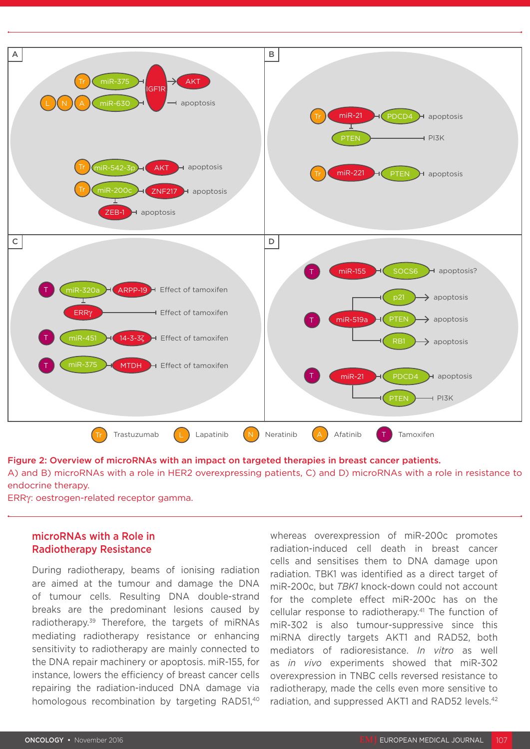Figure 2: Overview of microRNAs with an impact on targeted therapies in breast cancer patients.

A) and B) microRNAs with a role in HER2 overexpressing patients, C) and D) microRNAs with a role in resistance to endocrine therapy.

ERRγ: oestrogen-related receptor gamma.

## microRNAs with a Role in Radiotherapy Resistance

During radiotherapy, beams of ionising radiation are aimed at the tumour and damage the DNA of tumour cells. Resulting DNA double-strand breaks are the predominant lesions caused by radiotherapy.[39] Therefore, the targets of miRNAs mediating radiotherapy resistance or enhancing sensitivity to radiotherapy are mainly connected to the DNA repair machinery or apoptosis. miR-155, for instance, lowers the efficiency of breast cancer cells repairing the radiation-induced DNA damage via homologous recombination by targeting RAD51,[40] whereas overexpression of miR-200c promotes radiation-induced cell death in breast cancer cells and sensitises them to DNA damage upon radiation. TBK1 was identified as a direct target of miR-200c, but *TBK1* knock-down could not account for the complete effect miR-200c has on the cellular response to radiotherapy.[41] The function of miR-302 is also tumour-suppressive since this miRNA directly targets AKT1 and RAD52, both mediators of radioresistance. *In vitro* as well as *in vivo* experiments showed that miR-302 overexpression in TNBC cells reversed resistance to radiotherapy, made the cells even more sensitive to radiation, and suppressed AKT1 and RAD52 levels.[42]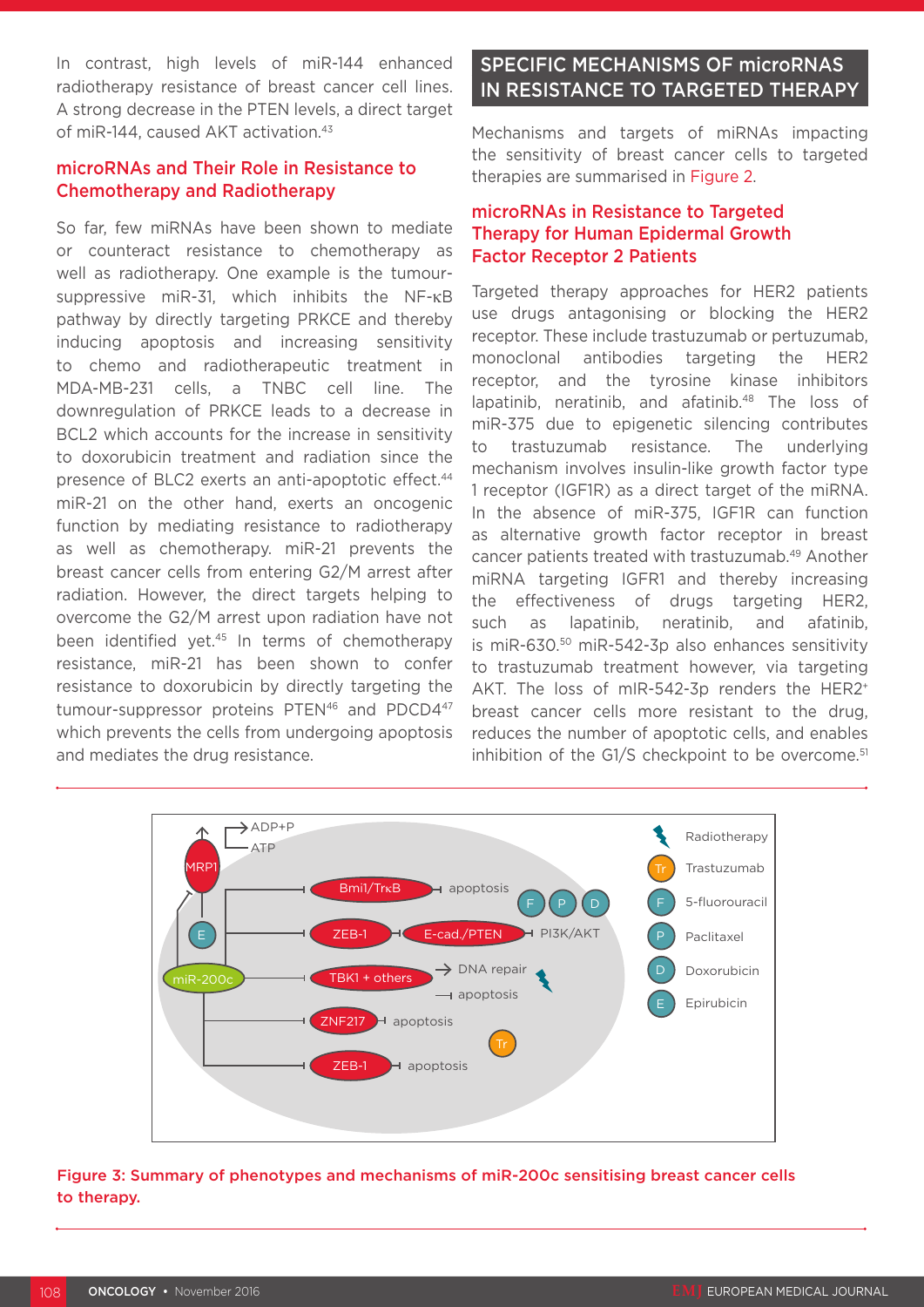In contrast, high levels of miR-144 enhanced radiotherapy resistance of breast cancer cell lines. A strong decrease in the PTEN levels, a direct target of miR-144, caused AKT activation.[43]

## microRNAs and Their Role in Resistance to Chemotherapy and Radiotherapy

So far, few miRNAs have been shown to mediate or counteract resistance to chemotherapy as well as radiotherapy. One example is the tumour-suppressive miR-31, which inhibits the NF-κB pathway by directly targeting PRKCE and thereby inducing apoptosis and increasing sensitivity to chemo and radiotherapeutic treatment in MDA-MB-231 cells, a TNBC cell line. The downregulation of PRKCE leads to a decrease in BCL2 which accounts for the increase in sensitivity to doxorubicin treatment and radiation since the presence of BLC2 exerts an anti-apoptotic effect.[44] miR-21 on the other hand, exerts an oncogenic function by mediating resistance to radiotherapy as well as chemotherapy. miR-21 prevents the breast cancer cells from entering G2/M arrest after radiation. However, the direct targets helping to overcome the G2/M arrest upon radiation have not been identified yet.[45] In terms of chemotherapy resistance, miR-21 has been shown to confer resistance to doxorubicin by directly targeting the tumour-suppressor proteins PTEN[46] and PDCD4[47] which prevents the cells from undergoing apoptosis and mediates the drug resistance.

## SPECIFIC MECHANISMS OF microRNAS IN RESISTANCE TO TARGETED THERAPY

Mechanisms and targets of miRNAs impacting the sensitivity of breast cancer cells to targeted therapies are summarised in Figure 2.

### microRNAs in Resistance to Targeted Therapy for Human Epidermal Growth Factor Receptor 2 Patients

Targeted therapy approaches for HER2 patients use drugs antagonising or blocking the HER2 receptor. These include trastuzumab or pertuzumab, monoclonal antibodies targeting the HER2 receptor, and the tyrosine kinase inhibitors lapatinib, neratinib, and afatinib.[48] The loss of miR-375 due to epigenetic silencing contributes to trastuzumab resistance. The underlying mechanism involves insulin-like growth factor type 1 receptor (IGF1R) as a direct target of the miRNA. In the absence of miR-375, IGF1R can function as alternative growth factor receptor in breast cancer patients treated with trastuzumab.[49] Another miRNA targeting IGFR1 and thereby increasing the effectiveness of drugs targeting HER2, such as lapatinib, neratinib, and afatinib, is miR-630.[50] miR-542-3p also enhances sensitivity to trastuzumab treatment however, via targeting AKT. The loss of mIR-542-3p renders the HER2+ breast cancer cells more resistant to the drug, reduces the number of apoptotic cells, and enables inhibition of the G1/S checkpoint to be overcome.[51]

**Figure 3: Summary of phenotypes and mechanisms of miR-200c sensitising breast cancer cells to therapy.**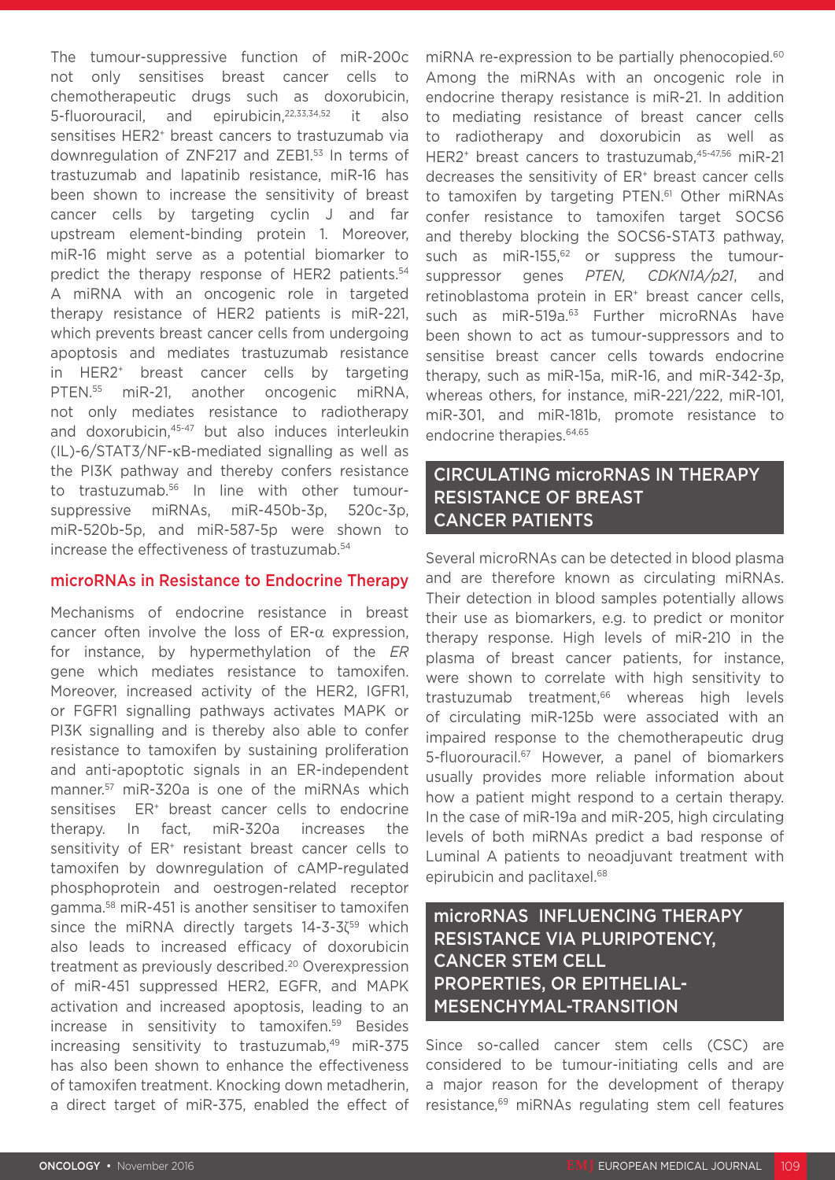The tumour-suppressive function of miR-200c not only sensitises breast cancer cells to chemotherapeutic drugs such as doxorubicin, 5-fluorouracil, and epirubicin,[22,33,34,52] it also sensitises HER2$^+$ breast cancers to trastuzumab via downregulation of ZNF217 and ZEB1.[53] In terms of trastuzumab and lapatinib resistance, miR-16 has been shown to increase the sensitivity of breast cancer cells by targeting cyclin J and far upstream element-binding protein 1. Moreover, miR-16 might serve as a potential biomarker to predict the therapy response of HER2 patients.[54] A miRNA with an oncogenic role in targeted therapy resistance of HER2 patients is miR-221, which prevents breast cancer cells from undergoing apoptosis and mediates trastuzumab resistance in HER2$^+$ breast cancer cells by targeting PTEN.[55] miR-21, another oncogenic miRNA, not only mediates resistance to radiotherapy and doxorubicin,[45-47] but also induces interleukin (IL)-6/STAT3/NF-κB-mediated signalling as well as the PI3K pathway and thereby confers resistance to trastuzumab.[56] In line with other tumour-suppressive miRNAs, miR-450b-3p, 520c-3p, miR-520b-5p, and miR-587-5p were shown to increase the effectiveness of trastuzumab.[54]

### microRNAs in Resistance to Endocrine Therapy

Mechanisms of endocrine resistance in breast cancer often involve the loss of ER-α expression, for instance, by hypermethylation of the *ER* gene which mediates resistance to tamoxifen. Moreover, increased activity of the HER2, IGFR1, or FGFR1 signalling pathways activates MAPK or PI3K signalling and is thereby also able to confer resistance to tamoxifen by sustaining proliferation and anti-apoptotic signals in an ER-independent manner.[57] miR-320a is one of the miRNAs which sensitises ER$^+$ breast cancer cells to endocrine therapy. In fact, miR-320a increases the sensitivity of ER$^+$ resistant breast cancer cells to tamoxifen by downregulation of cAMP-regulated phosphoprotein and oestrogen-related receptor gamma.[58] miR-451 is another sensitiser to tamoxifen since the miRNA directly targets 14-3-3ζ[59] which also leads to increased efficacy of doxorubicin treatment as previously described.[20] Overexpression of miR-451 suppressed HER2, EGFR, and MAPK activation and increased apoptosis, leading to an increase in sensitivity to tamoxifen.[59] Besides increasing sensitivity to trastuzumab,[49] miR-375 has also been shown to enhance the effectiveness of tamoxifen treatment. Knocking down metadherin, a direct target of miR-375, enabled the effect of miRNA re-expression to be partially phenocopied.[60] Among the miRNAs with an oncogenic role in endocrine therapy resistance is miR-21. In addition to mediating resistance of breast cancer cells to radiotherapy and doxorubicin as well as HER2$^+$ breast cancers to trastuzumab,[45-47,56] miR-21 decreases the sensitivity of ER$^+$ breast cancer cells to tamoxifen by targeting PTEN.[61] Other miRNAs confer resistance to tamoxifen target SOCS6 and thereby blocking the SOCS6-STAT3 pathway, such as miR-155,[62] or suppress the tumour-suppressor genes *PTEN, CDKN1A/p21*, and retinoblastoma protein in ER$^+$ breast cancer cells, such as miR-519a.[63] Further microRNAs have been shown to act as tumour-suppressors and to sensitise breast cancer cells towards endocrine therapy, such as miR-15a, miR-16, and miR-342-3p, whereas others, for instance, miR-221/222, miR-101, miR-301, and miR-181b, promote resistance to endocrine therapies.[64,65]

## CIRCULATING microRNAs IN THERAPY RESISTANCE OF BREAST CANCER PATIENTS

Several microRNAs can be detected in blood plasma and are therefore known as circulating miRNAs. Their detection in blood samples potentially allows their use as biomarkers, e.g. to predict or monitor therapy response. High levels of miR-210 in the plasma of breast cancer patients, for instance, were shown to correlate with high sensitivity to trastuzumab treatment,[66] whereas high levels of circulating miR-125b were associated with an impaired response to the chemotherapeutic drug 5-fluorouracil.[67] However, a panel of biomarkers usually provides more reliable information about how a patient might respond to a certain therapy. In the case of miR-19a and miR-205, high circulating levels of both miRNAs predict a bad response of Luminal A patients to neoadjuvant treatment with epirubicin and paclitaxel.[68]

## microRNAS INFLUENCING THERAPY RESISTANCE VIA PLURIPOTENCY, CANCER STEM CELL PROPERTIES, OR EPITHELIAL-MESENCHYMAL-TRANSITION

Since so-called cancer stem cells (CSC) are considered to be tumour-initiating cells and are a major reason for the development of therapy resistance,[69] miRNAs regulating stem cell features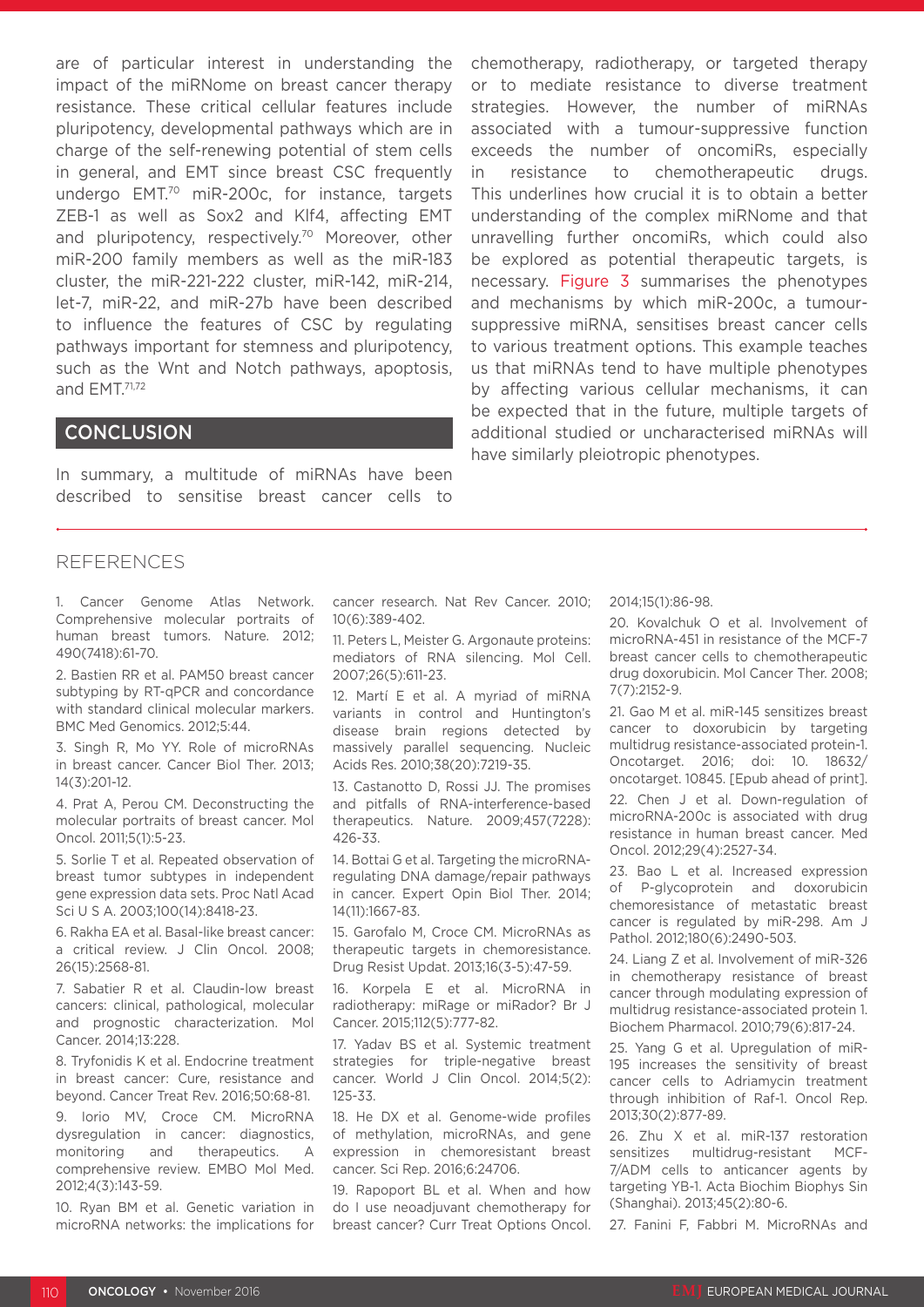are of particular interest in understanding the impact of the miRNome on breast cancer therapy resistance. These critical cellular features include pluripotency, developmental pathways which are in charge of the self-renewing potential of stem cells in general, and EMT since breast CSC frequently undergo EMT.[70] miR-200c, for instance, targets ZEB-1 as well as Sox2 and Klf4, affecting EMT and pluripotency, respectively.[70] Moreover, other miR-200 family members as well as the miR-183 cluster, the miR-221-222 cluster, miR-142, miR-214, let-7, miR-22, and miR-27b have been described to influence the features of CSC by regulating pathways important for stemness and pluripotency, such as the Wnt and Notch pathways, apoptosis, and EMT.[71,72]

## CONCLUSION

In summary, a multitude of miRNAs have been described to sensitise breast cancer cells to chemotherapy, radiotherapy, or targeted therapy or to mediate resistance to diverse treatment strategies. However, the number of miRNAs associated with a tumour-suppressive function exceeds the number of oncomiRs, especially in resistance to chemotherapeutic drugs. This underlines how crucial it is to obtain a better understanding of the complex miRNome and that unravelling further oncomiRs, which could also be explored as potential therapeutic targets, is necessary. Figure 3 summarises the phenotypes and mechanisms by which miR-200c, a tumour-suppressive miRNA, sensitises breast cancer cells to various treatment options. This example teaches us that miRNAs tend to have multiple phenotypes by affecting various cellular mechanisms, it can be expected that in the future, multiple targets of additional studied or uncharacterised miRNAs will have similarly pleiotropic phenotypes.

## REFERENCES

1. Cancer Genome Atlas Network. Comprehensive molecular portraits of human breast tumors. Nature. 2012; 490(7418):61-70.

2. Bastien RR et al. PAM50 breast cancer subtyping by RT-qPCR and concordance with standard clinical molecular markers. BMC Med Genomics. 2012;5:44.

3. Singh R, Mo YY. Role of microRNAs in breast cancer. Cancer Biol Ther. 2013; 14(3):201-12.

4. Prat A, Perou CM. Deconstructing the molecular portraits of breast cancer. Mol Oncol. 2011;5(1):5-23.

5. Sorlie T et al. Repeated observation of breast tumor subtypes in independent gene expression data sets. Proc Natl Acad Sci U S A. 2003;100(14):8418-23.

6. Rakha EA et al. Basal-like breast cancer: a critical review. J Clin Oncol. 2008; 26(15):2568-81.

7. Sabatier R et al. Claudin-low breast cancers: clinical, pathological, molecular and prognostic characterization. Mol Cancer. 2014;13:228.

8. Tryfonidis K et al. Endocrine treatment in breast cancer: Cure, resistance and beyond. Cancer Treat Rev. 2016;50:68-81.

9. Iorio MV, Croce CM. MicroRNA dysregulation in cancer: diagnostics, monitoring and therapeutics. A comprehensive review. EMBO Mol Med. 2012;4(3):143-59.

10. Ryan BM et al. Genetic variation in microRNA networks: the implications for cancer research. Nat Rev Cancer. 2010; 10(6):389-402.

11. Peters L, Meister G. Argonaute proteins: mediators of RNA silencing. Mol Cell. 2007;26(5):611-23.

12. Martí E et al. A myriad of miRNA variants in control and Huntington's disease brain regions detected by massively parallel sequencing. Nucleic Acids Res. 2010;38(20):7219-35.

13. Castanotto D, Rossi JJ. The promises and pitfalls of RNA-interference-based therapeutics. Nature. 2009;457(7228): 426-33.

14. Bottai G et al. Targeting the microRNA-regulating DNA damage/repair pathways in cancer. Expert Opin Biol Ther. 2014; 14(11):1667-83.

15. Garofalo M, Croce CM. MicroRNAs as therapeutic targets in chemoresistance. Drug Resist Updat. 2013;16(3-5):47-59.

16. Korpela E et al. MicroRNA in radiotherapy: miRage or miRador? Br J Cancer. 2015;112(5):777-82.

17. Yadav BS et al. Systemic treatment strategies for triple-negative breast cancer. World J Clin Oncol. 2014;5(2): 125-33.

18. He DX et al. Genome-wide profiles of methylation, microRNAs, and gene expression in chemoresistant breast cancer. Sci Rep. 2016;6:24706.

19. Rapoport BL et al. When and how do I use neoadjuvant chemotherapy for breast cancer? Curr Treat Options Oncol. 2014;15(1):86-98.

20. Kovalchuk O et al. Involvement of microRNA-451 in resistance of the MCF-7 breast cancer cells to chemotherapeutic drug doxorubicin. Mol Cancer Ther. 2008; 7(7):2152-9.

21. Gao M et al. miR-145 sensitizes breast cancer to doxorubicin by targeting multidrug resistance-associated protein-1. Oncotarget. 2016; doi: 10. 18632/ oncotarget. 10845. [Epub ahead of print].

22. Chen J et al. Down-regulation of microRNA-200c is associated with drug resistance in human breast cancer. Med Oncol. 2012;29(4):2527-34.

23. Bao L et al. Increased expression of P-glycoprotein and doxorubicin chemoresistance of metastatic breast cancer is regulated by miR-298. Am J Pathol. 2012;180(6):2490-503.

24. Liang Z et al. Involvement of miR-326 in chemotherapy resistance of breast cancer through modulating expression of multidrug resistance-associated protein 1. Biochem Pharmacol. 2010;79(6):817-24.

25. Yang G et al. Upregulation of miR-195 increases the sensitivity of breast cancer cells to Adriamycin treatment through inhibition of Raf-1. Oncol Rep. 2013;30(2):877-89.

26. Zhu X et al. miR-137 restoration sensitizes multidrug-resistant MCF-7/ADM cells to anticancer agents by targeting YB-1. Acta Biochim Biophys Sin (Shanghai). 2013;45(2):80-6.

27. Fanini F, Fabbri M. MicroRNAs and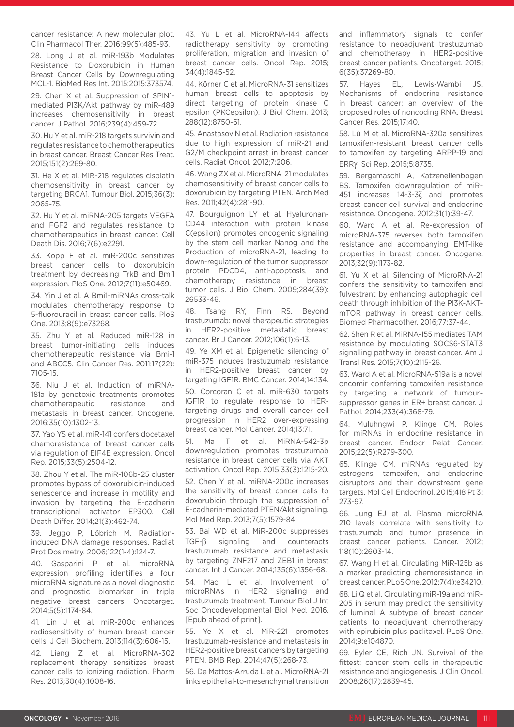cancer resistance: A new molecular plot. Clin Pharmacol Ther. 2016;99(5):485-93.

28. Long J et al. miR-193b Modulates Resistance to Doxorubicin in Human Breast Cancer Cells by Downregulating MCL-1. BioMed Res Int. 2015;2015:373574.

29. Chen X et al. Suppression of SPIN1-mediated PI3K/Akt pathway by miR-489 increases chemosensitivity in breast cancer. J Pathol. 2016;239(4):459-72.

30. Hu Y et al. miR-218 targets survivin and regulates resistance to chemotherapeutics in breast cancer. Breast Cancer Res Treat. 2015;151(2):269-80.

31. He X et al. MiR-218 regulates cisplatin chemosensitivity in breast cancer by targeting BRCA1. Tumour Biol. 2015;36(3): 2065-75.

32. Hu Y et al. miRNA-205 targets VEGFA and FGF2 and regulates resistance to chemotherapeutics in breast cancer. Cell Death Dis. 2016;7(6):e2291.

33. Kopp F et al. miR-200c sensitizes breast cancer cells to doxorubicin treatment by decreasing TrkB and Bmi1 expression. PloS One. 2012;7(11):e50469.

34. Yin J et al. A Bmi1-miRNAs cross-talk modulates chemotherapy response to 5-fluorouracil in breast cancer cells. PloS One. 2013;8(9):e73268.

35. Zhu Y et al. Reduced miR-128 in breast tumor-initiating cells induces chemotherapeutic resistance via Bmi-1 and ABCC5. Clin Cancer Res. 2011;17(22): 7105-15.

36. Niu J et al. Induction of miRNA-181a by genotoxic treatments promotes chemotherapeutic resistance and metastasis in breast cancer. Oncogene. 2016;35(10):1302-13.

37. Yao YS et al. miR-141 confers docetaxel chemoresistance of breast cancer cells via regulation of EIF4E expression. Oncol Rep. 2015;33(5):2504-12.

38. Zhou Y et al. The miR-106b-25 cluster promotes bypass of doxorubicin-induced senescence and increase in motility and invasion by targeting the E-cadherin transcriptional activator EP300. Cell Death Differ. 2014;21(3):462-74.

39. Jeggo P, Löbrich M. Radiation-induced DNA damage responses. Radiat Prot Dosimetry. 2006;122(1-4):124-7.

40. Gasparini P et al. microRNA expression profiling identifies a four microRNA signature as a novel diagnostic and prognostic biomarker in triple negative breast cancers. Oncotarget. 2014;5(5):1174-84.

41. Lin J et al. miR-200c enhances radiosensitivity of human breast cancer cells. J Cell Biochem. 2013;114(3):606-15.

42. Liang Z et al. MicroRNA-302 replacement therapy sensitizes breast cancer cells to ionizing radiation. Pharm Res. 2013;30(4):1008-16.

43. Yu L et al. MicroRNA-144 affects radiotherapy sensitivity by promoting proliferation, migration and invasion of breast cancer cells. Oncol Rep. 2015; 34(4):1845-52.

44. Körner C et al. MicroRNA-31 sensitizes human breast cells to apoptosis by direct targeting of protein kinase C epsilon (PKCepsilon). J Biol Chem. 2013; 288(12):8750-61.

45. Anastasov N et al. Radiation resistance due to high expression of miR-21 and G2/M checkpoint arrest in breast cancer cells. Radiat Oncol. 2012;7:206.

46. Wang ZX et al. MicroRNA-21 modulates chemosensitivity of breast cancer cells to doxorubicin by targeting PTEN. Arch Med Res. 2011;42(4):281-90.

47. Bourguignon LY et al. Hyaluronan-CD44 interaction with protein kinase C(epsilon) promotes oncogenic signaling by the stem cell marker Nanog and the Production of microRNA-21, leading to down-regulation of the tumor suppressor protein PDCD4, anti-apoptosis, and chemotherapy resistance in breast tumor cells. J Biol Chem. 2009;284(39): 26533-46.

48. Tsang RY, Finn RS. Beyond trastuzumab: novel therapeutic strategies in HER2-positive metastatic breast cancer. Br J Cancer. 2012;106(1):6-13.

49. Ye XM et al. Epigenetic silencing of miR-375 induces trastuzumab resistance in HER2-positive breast cancer by targeting IGF1R. BMC Cancer. 2014;14:134.

50. Corcoran C et al. miR-630 targets IGF1R to regulate response to HER-targeting drugs and overall cancer cell progression in HER2 over-expressing breast cancer. Mol Cancer. 2014;13:71.

51. Ma T et al. MiRNA-542-3p downregulation promotes trastuzumab resistance in breast cancer cells via AKT activation. Oncol Rep. 2015;33(3):1215-20.

52. Chen Y et al. miRNA-200c increases the sensitivity of breast cancer cells to doxorubicin through the suppression of E-cadherin-mediated PTEN/Akt signaling. Mol Med Rep. 2013;7(5):1579-84.

53. Bai WD et al. MiR-200c suppresses TGF-β signaling and counteracts trastuzumab resistance and metastasis by targeting ZNF217 and ZEB1 in breast cancer. Int J Cancer. 2014;135(6):1356-68.

54. Mao L et al. Involvement of microRNAs in HER2 signaling and trastuzumab treatment. Tumour Biol J Int Soc Oncodevelopmental Biol Med. 2016. [Epub ahead of print].

55. Ye X et al. MiR-221 promotes trastuzumab-resistance and metastasis in HER2-positive breast cancers by targeting PTEN. BMB Rep. 2014;47(5):268-73.

56. De Mattos-Arruda L et al. MicroRNA-21 links epithelial-to-mesenchymal transition and inflammatory signals to confer resistance to neoadjuvant trastuzumab and chemotherapy in HER2-positive breast cancer patients. Oncotarget. 2015; 6(35):37269-80.

57. Hayes EL, Lewis-Wambi JS. Mechanisms of endocrine resistance in breast cancer: an overview of the proposed roles of noncoding RNA. Breast Cancer Res. 2015;17:40.

58. Lü M et al. MicroRNA-320a sensitizes tamoxifen-resistant breast cancer cells to tamoxifen by targeting ARPP-19 and ERRγ. Sci Rep. 2015;5:8735.

59. Bergamaschi A, Katzenellenbogen BS. Tamoxifen downregulation of miR-451 increases 14-3-3ζ and promotes breast cancer cell survival and endocrine resistance. Oncogene. 2012;31(1):39-47.

60. Ward A et al. Re-expression of microRNA-375 reverses both tamoxifen resistance and accompanying EMT-like properties in breast cancer. Oncogene. 2013;32(9):1173-82.

61. Yu X et al. Silencing of MicroRNA-21 confers the sensitivity to tamoxifen and fulvestrant by enhancing autophagic cell death through inhibition of the PI3K-AKT-mTOR pathway in breast cancer cells. Biomed Pharmacother. 2016;77:37-44.

62. Shen R et al. MiRNA-155 mediates TAM resistance by modulating SOCS6-STAT3 signalling pathway in breast cancer. Am J Transl Res. 2015;7(10):2115-26.

63. Ward A et al. MicroRNA-519a is a novel oncomir conferring tamoxifen resistance by targeting a network of tumour-suppressor genes in ER+ breast cancer. J Pathol. 2014;233(4):368-79.

64. Muluhngwi P, Klinge CM. Roles for miRNAs in endocrine resistance in breast cancer. Endocr Relat Cancer. 2015;22(5):R279-300.

65. Klinge CM. miRNAs regulated by estrogens, tamoxifen, and endocrine disruptors and their downstream gene targets. Mol Cell Endocrinol. 2015;418 Pt 3: 273-97.

66. Jung EJ et al. Plasma microRNA 210 levels correlate with sensitivity to trastuzumab and tumor presence in breast cancer patients. Cancer. 2012; 118(10):2603-14.

67. Wang H et al. Circulating MiR-125b as a marker predicting chemoresistance in breast cancer. PLoS One. 2012;7(4):e34210.

68. Li Q et al. Circulating miR-19a and miR-205 in serum may predict the sensitivity of luminal A subtype of breast cancer patients to neoadjuvant chemotherapy with epirubicin plus paclitaxel. PLoS One. 2014;9:e104870.

69. Eyler CE, Rich JN. Survival of the fittest: cancer stem cells in therapeutic resistance and angiogenesis. J Clin Oncol. 2008;26(17):2839-45.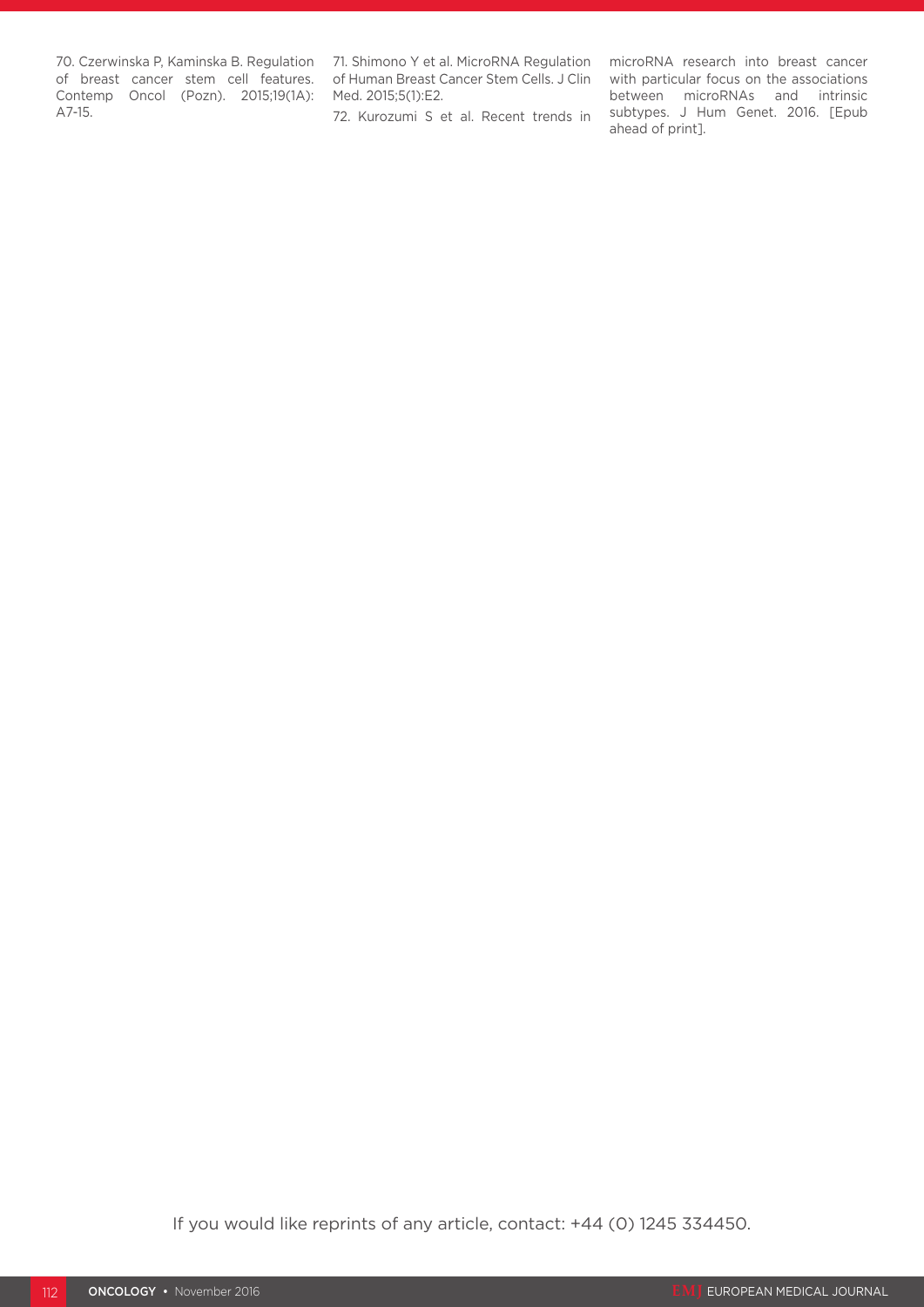70. Czerwinska P, Kaminska B. Regulation of breast cancer stem cell features. Contemp Oncol (Pozn). 2015;19(1A): A7-15.

71. Shimono Y et al. MicroRNA Regulation of Human Breast Cancer Stem Cells. J Clin Med. 2015;5(1):E2.

72. Kurozumi S et al. Recent trends in microRNA research into breast cancer with particular focus on the associations between microRNAs and intrinsic subtypes. J Hum Genet. 2016. [Epub ahead of print].

If you would like reprints of any article, contact: +44 (0) 1245 334450.